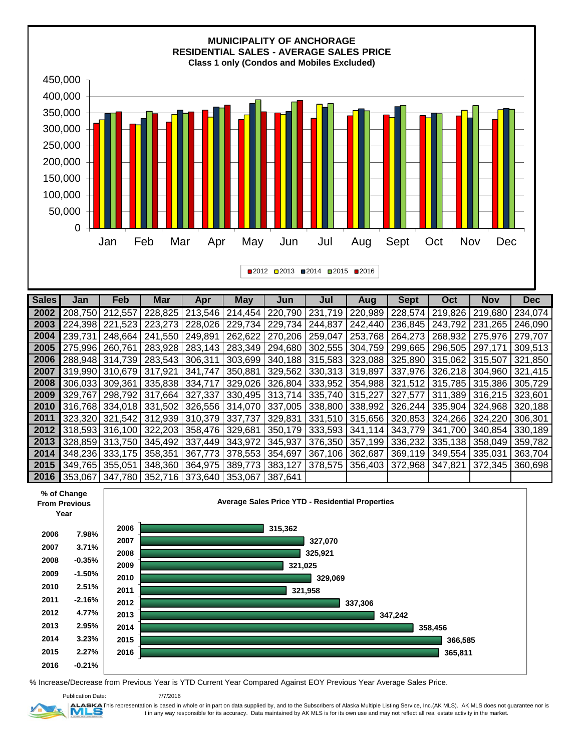# MUNICIPALITY OF ANCHORAGE
## RESIDENTIAL SALES - AVERAGE SALES PRICE
### Class 1 only (Condos and Mobiles Excluded)

| Sales | Jan | Feb | Mar | Apr | May | Jun | Jul | Aug | Sept | Oct | Nov | Dec |
|---|---|---|---|---|---|---|---|---|---|---|---|---|
| 2002 | 208,750 | 212,557 | 228,825 | 213,546 | 214,454 | 220,790 | 231,719 | 220,989 | 228,574 | 219,826 | 219,680 | 234,074 |
| 2003 | 224,398 | 221,523 | 223,273 | 228,026 | 229,734 | 229,734 | 244,837 | 242,440 | 236,845 | 243,792 | 231,265 | 246,090 |
| 2004 | 239,731 | 248,664 | 241,550 | 249,891 | 262,622 | 270,206 | 259,047 | 253,768 | 264,273 | 268,932 | 275,976 | 279,707 |
| 2005 | 275,996 | 260,761 | 283,928 | 283,143 | 283,349 | 294,680 | 302,555 | 304,759 | 299,665 | 296,505 | 297,171 | 309,513 |
| 2006 | 288,948 | 314,739 | 283,543 | 306,311 | 303,699 | 340,188 | 315,583 | 323,088 | 325,890 | 315,062 | 315,507 | 321,850 |
| 2007 | 319,990 | 310,679 | 317,921 | 341,747 | 350,881 | 329,562 | 330,313 | 319,897 | 337,976 | 326,218 | 304,960 | 321,415 |
| 2008 | 306,033 | 309,361 | 335,838 | 334,717 | 329,026 | 326,804 | 333,952 | 354,988 | 321,512 | 315,785 | 315,386 | 305,729 |
| 2009 | 329,767 | 298,792 | 317,664 | 327,337 | 330,495 | 313,714 | 335,740 | 315,227 | 327,577 | 311,389 | 316,215 | 323,601 |
| 2010 | 316,768 | 334,018 | 331,502 | 326,556 | 314,070 | 337,005 | 338,800 | 338,992 | 326,244 | 335,904 | 324,968 | 320,188 |
| 2011 | 323,320 | 321,542 | 312,939 | 310,379 | 337,737 | 329,831 | 331,510 | 315,656 | 320,853 | 324,266 | 324,220 | 306,301 |
| 2012 | 318,593 | 316,100 | 322,203 | 358,476 | 329,681 | 350,179 | 333,593 | 341,114 | 343,779 | 341,700 | 340,854 | 330,189 |
| 2013 | 328,859 | 313,750 | 345,492 | 337,449 | 343,972 | 345,937 | 376,350 | 357,199 | 336,232 | 335,138 | 358,049 | 359,782 |
| 2014 | 348,236 | 333,175 | 358,351 | 367,773 | 378,553 | 354,697 | 367,106 | 362,687 | 369,119 | 349,554 | 335,031 | 363,704 |
| 2015 | 349,765 | 355,051 | 348,360 | 364,975 | 389,773 | 383,127 | 378,575 | 356,403 | 372,968 | 347,821 | 372,345 | 360,698 |
| 2016 | 353,067 | 347,780 | 352,716 | 373,640 | 353,067 | 387,641 | | | | | | |

### Average Sales Price YTD - Residential Properties

| Year | % of Change From Previous Year | Average Sales Price YTD |
|---|---|---|
| 2006 | 7.98% | 315,362 |
| 2007 | 3.71% | 327,070 |
| 2008 | -0.35% | 325,921 |
| 2009 | -1.50% | 321,025 |
| 2010 | 2.51% | 329,069 |
| 2011 | -2.16% | 321,958 |
| 2012 | 4.77% | 337,306 |
| 2013 | 2.95% | 347,242 |
| 2014 | 3.23% | 358,456 |
| 2015 | 2.27% | 366,585 |
| 2016 | -0.21% | 365,811 |

% Increase/Decrease from Previous Year is YTD Current Year Compared Against EOY Previous Year Average Sales Price.

Publication Date: 7/7/2016

This representation is based in whole or in part on data supplied by, and to the Subscribers of Alaska Multiple Listing Service, Inc.(AK MLS). AK MLS does not guarantee nor is it in any way responsible for its accuracy. Data maintained by AK MLS is for its own use and may not reflect all real estate activity in the market.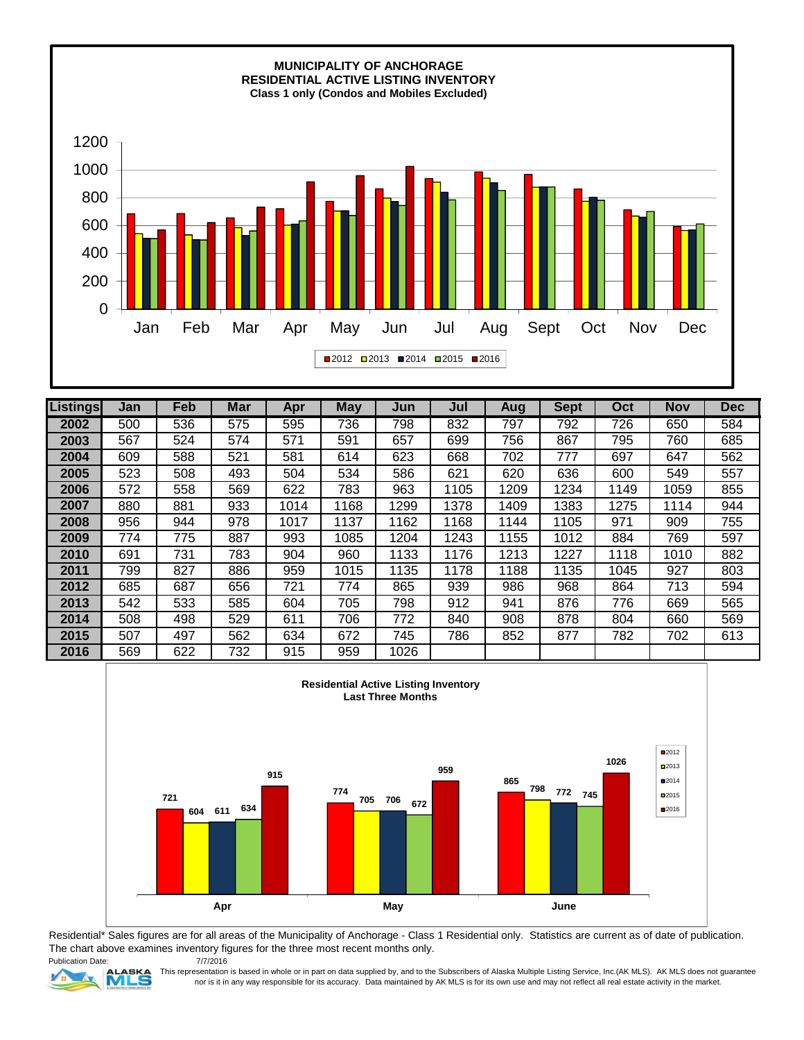**MUNICIPALITY OF ANCHORAGE**
**RESIDENTIAL ACTIVE LISTING INVENTORY**
**Class 1 only (Condos and Mobiles Excluded)**

| Listings | Jan | Feb | Mar | Apr | May | Jun | Jul | Aug | Sept | Oct | Nov | Dec |
|---|---|---|---|---|---|---|---|---|---|---|---|---|
| 2002 | 500 | 536 | 575 | 595 | 736 | 798 | 832 | 797 | 792 | 726 | 650 | 584 |
| 2003 | 567 | 524 | 574 | 571 | 591 | 657 | 699 | 756 | 867 | 795 | 760 | 685 |
| 2004 | 609 | 588 | 521 | 581 | 614 | 623 | 668 | 702 | 777 | 697 | 647 | 562 |
| 2005 | 523 | 508 | 493 | 504 | 534 | 586 | 621 | 620 | 636 | 600 | 549 | 557 |
| 2006 | 572 | 558 | 569 | 622 | 783 | 963 | 1105 | 1209 | 1234 | 1149 | 1059 | 855 |
| 2007 | 880 | 881 | 933 | 1014 | 1168 | 1299 | 1378 | 1409 | 1383 | 1275 | 1114 | 944 |
| 2008 | 956 | 944 | 978 | 1017 | 1137 | 1162 | 1168 | 1144 | 1105 | 971 | 909 | 755 |
| 2009 | 774 | 775 | 887 | 993 | 1085 | 1204 | 1243 | 1155 | 1012 | 884 | 769 | 597 |
| 2010 | 691 | 731 | 783 | 904 | 960 | 1133 | 1176 | 1213 | 1227 | 1118 | 1010 | 882 |
| 2011 | 799 | 827 | 886 | 959 | 1015 | 1135 | 1178 | 1188 | 1135 | 1045 | 927 | 803 |
| 2012 | 685 | 687 | 656 | 721 | 774 | 865 | 939 | 986 | 968 | 864 | 713 | 594 |
| 2013 | 542 | 533 | 585 | 604 | 705 | 798 | 912 | 941 | 876 | 776 | 669 | 565 |
| 2014 | 508 | 498 | 529 | 611 | 706 | 772 | 840 | 908 | 878 | 804 | 660 | 569 |
| 2015 | 507 | 497 | 562 | 634 | 672 | 745 | 786 | 852 | 877 | 782 | 702 | 613 |
| 2016 | 569 | 622 | 732 | 915 | 959 | 1026 | | | | | | |

**Residential Active Listing Inventory**
**Last Three Months**

| | 2012 | 2013 | 2014 | 2015 | 2016 |
|---|---|---|---|---|---|
| Apr | 721 | 604 | 611 | 634 | 915 |
| May | 774 | 705 | 706 | 672 | 959 |
| June | 865 | 798 | 772 | 745 | 1026 |

Residential* Sales figures are for all areas of the Municipality of Anchorage - Class 1 Residential only. Statistics are current as of date of publication. The chart above examines inventory figures for the three most recent months only.

Publication Date: 7/7/2016

This representation is based in whole or in part on data supplied by, and to the Subscribers of Alaska Multiple Listing Service, Inc.(AK MLS). AK MLS does not guarantee nor is it in any way responsible for its accuracy. Data maintained by AK MLS is for its own use and may not reflect all real estate activity in the market.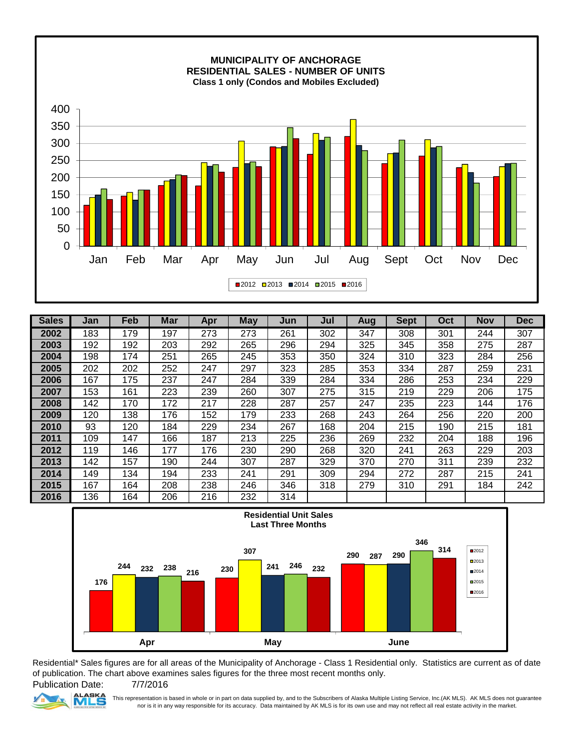**MUNICIPALITY OF ANCHORAGE**
**RESIDENTIAL SALES - NUMBER OF UNITS**
**Class 1 only (Condos and Mobiles Excluded)**

| Sales | Jan | Feb | Mar | Apr | May | Jun | Jul | Aug | Sept | Oct | Nov | Dec |
|---|---|---|---|---|---|---|---|---|---|---|---|---|
| **2002** | 183 | 179 | 197 | 273 | 273 | 261 | 302 | 347 | 308 | 301 | 244 | 307 |
| **2003** | 192 | 192 | 203 | 292 | 265 | 296 | 294 | 325 | 345 | 358 | 275 | 287 |
| **2004** | 198 | 174 | 251 | 265 | 245 | 353 | 350 | 324 | 310 | 323 | 284 | 256 |
| **2005** | 202 | 202 | 252 | 247 | 297 | 323 | 285 | 353 | 334 | 287 | 259 | 231 |
| **2006** | 167 | 175 | 237 | 247 | 284 | 339 | 284 | 334 | 286 | 253 | 234 | 229 |
| **2007** | 153 | 161 | 223 | 239 | 260 | 307 | 275 | 315 | 219 | 229 | 206 | 175 |
| **2008** | 142 | 170 | 172 | 217 | 228 | 287 | 257 | 247 | 235 | 223 | 144 | 176 |
| **2009** | 120 | 138 | 176 | 152 | 179 | 233 | 268 | 243 | 264 | 256 | 220 | 200 |
| **2010** | 93 | 120 | 184 | 229 | 234 | 267 | 168 | 204 | 215 | 190 | 215 | 181 |
| **2011** | 109 | 147 | 166 | 187 | 213 | 225 | 236 | 269 | 232 | 204 | 188 | 196 |
| **2012** | 119 | 146 | 177 | 176 | 230 | 290 | 268 | 320 | 241 | 263 | 229 | 203 |
| **2013** | 142 | 157 | 190 | 244 | 307 | 287 | 329 | 370 | 270 | 311 | 239 | 232 |
| **2014** | 149 | 134 | 194 | 233 | 241 | 291 | 309 | 294 | 272 | 287 | 215 | 241 |
| **2015** | 167 | 164 | 208 | 238 | 246 | 346 | 318 | 279 | 310 | 291 | 184 | 242 |
| **2016** | 136 | 164 | 206 | 216 | 232 | 314 | | | | | | |

**Residential Unit Sales**
**Last Three Months**

Residential* Sales figures are for all areas of the Municipality of Anchorage - Class 1 Residential only. Statistics are current as of date of publication. The chart above examines sales figures for the three most recent months only.

Publication Date: 7/7/2016

This representation is based in whole or in part on data supplied by, and to the Subscribers of Alaska Multiple Listing Service, Inc.(AK MLS). AK MLS does not guarantee nor is it in any way responsible for its accuracy. Data maintained by AK MLS is for its own use and may not reflect all real estate activity in the market.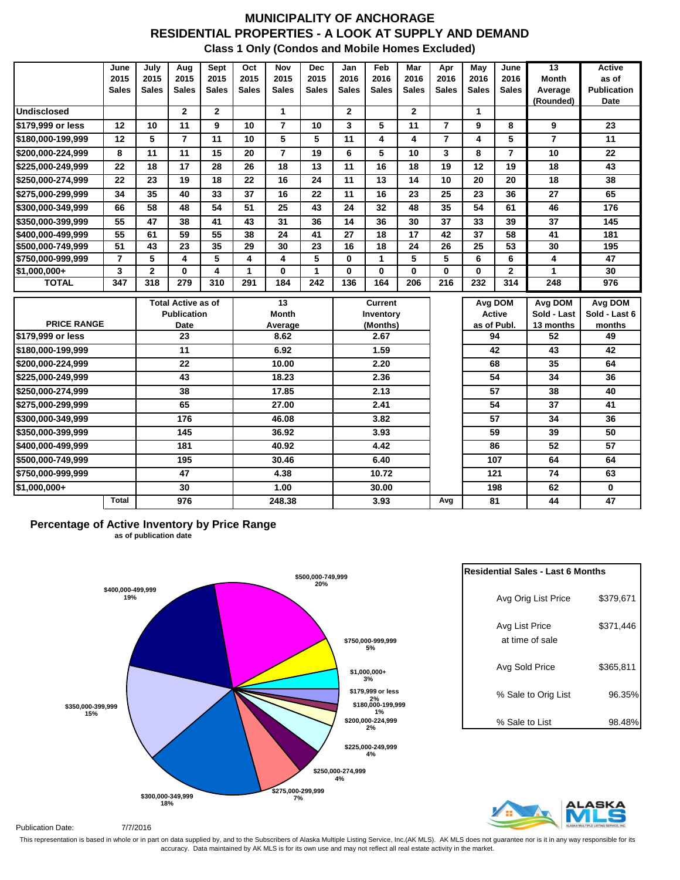# MUNICIPALITY OF ANCHORAGE
## RESIDENTIAL PROPERTIES - A LOOK AT SUPPLY AND DEMAND
### Class 1 Only (Condos and Mobile Homes Excluded)

| | June 2015 Sales | July 2015 Sales | Aug 2015 Sales | Sept 2015 Sales | Oct 2015 Sales | Nov 2015 Sales | Dec 2015 Sales | Jan 2016 Sales | Feb 2016 Sales | Mar 2016 Sales | Apr 2016 Sales | May 2016 Sales | June 2016 Sales | 13 Month Average (Rounded) | Active as of Publication Date |
|---|---|---|---|---|---|---|---|---|---|---|---|---|---|---|---|
| Undisclosed | | | 2 | 2 | | 1 | | 2 | | 2 | | 1 | | | |
| $179,999 or less | 12 | 10 | 11 | 9 | 10 | 7 | 10 | 3 | 5 | 11 | 7 | 9 | 8 | 9 | 23 |
| $180,000-199,999 | 12 | 5 | 7 | 11 | 10 | 5 | 5 | 11 | 4 | 4 | 7 | 4 | 5 | 7 | 11 |
| $200,000-224,999 | 8 | 11 | 11 | 15 | 20 | 7 | 19 | 6 | 5 | 10 | 3 | 8 | 7 | 10 | 22 |
| $225,000-249,999 | 22 | 18 | 17 | 28 | 26 | 18 | 13 | 11 | 16 | 18 | 19 | 12 | 19 | 18 | 43 |
| $250,000-274,999 | 22 | 23 | 19 | 18 | 22 | 16 | 24 | 11 | 13 | 14 | 10 | 20 | 20 | 18 | 38 |
| $275,000-299,999 | 34 | 35 | 40 | 33 | 37 | 16 | 22 | 11 | 16 | 23 | 25 | 23 | 36 | 27 | 65 |
| $300,000-349,999 | 66 | 58 | 48 | 54 | 51 | 25 | 43 | 24 | 32 | 48 | 35 | 54 | 61 | 46 | 176 |
| $350,000-399,999 | 55 | 47 | 38 | 41 | 43 | 31 | 36 | 14 | 36 | 30 | 37 | 33 | 39 | 37 | 145 |
| $400,000-499,999 | 55 | 61 | 59 | 55 | 38 | 24 | 41 | 27 | 18 | 17 | 42 | 37 | 58 | 41 | 181 |
| $500,000-749,999 | 51 | 43 | 23 | 35 | 29 | 30 | 23 | 16 | 18 | 24 | 26 | 25 | 53 | 30 | 195 |
| $750,000-999,999 | 7 | 5 | 4 | 5 | 4 | 4 | 5 | 0 | 1 | 5 | 5 | 6 | 6 | 4 | 47 |
| $1,000,000+ | 3 | 2 | 0 | 4 | 1 | 0 | 1 | 0 | 0 | 0 | 0 | 0 | 2 | 1 | 30 |
| TOTAL | 347 | 318 | 279 | 310 | 291 | 184 | 242 | 136 | 164 | 206 | 216 | 232 | 314 | 248 | 976 |

| PRICE RANGE | Total Active as of Publication Date | 13 Month Average | Current Inventory (Months) | Avg DOM Active as of Publ. | Avg DOM Sold - Last 13 months | Avg DOM Sold - Last 6 months |
|---|---|---|---|---|---|---|
| $179,999 or less | 23 | 8.62 | 2.67 | 94 | 52 | 49 |
| $180,000-199,999 | 11 | 6.92 | 1.59 | 42 | 43 | 42 |
| $200,000-224,999 | 22 | 10.00 | 2.20 | 68 | 35 | 64 |
| $225,000-249,999 | 43 | 18.23 | 2.36 | 54 | 34 | 36 |
| $250,000-274,999 | 38 | 17.85 | 2.13 | 57 | 38 | 40 |
| $275,000-299,999 | 65 | 27.00 | 2.41 | 54 | 37 | 41 |
| $300,000-349,999 | 176 | 46.08 | 3.82 | 57 | 34 | 36 |
| $350,000-399,999 | 145 | 36.92 | 3.93 | 59 | 39 | 50 |
| $400,000-499,999 | 181 | 40.92 | 4.42 | 86 | 52 | 57 |
| $500,000-749,999 | 195 | 30.46 | 6.40 | 107 | 64 | 64 |
| $750,000-999,999 | 47 | 4.38 | 10.72 | 121 | 74 | 63 |
| $1,000,000+ | 30 | 1.00 | 30.00 | 198 | 62 | 0 |
| Total | 976 | 248.38 | 3.93 | Avg 81 | 44 | 47 |

## Percentage of Active Inventory by Price Range
as of publication date

$500,000-749,999 20%
$750,000-999,999 5%
$1,000,000+ 3%
$179,999 or less 2%
$180,000-199,999 1%
$200,000-224,999 2%
$225,000-249,999 4%
$250,000-274,999 4%
$275,000-299,999 7%
$300,000-349,999 18%
$350,000-399,999 15%
$400,000-499,999 19%

| Residential Sales - Last 6 Months | |
|---|---|
| Avg Orig List Price | $379,671 |
| Avg List Price at time of sale | $371,446 |
| Avg Sold Price | $365,811 |
| % Sale to Orig List | 96.35% |
| % Sale to List | 98.48% |

Publication Date: 7/7/2016

This representation is based in whole or in part on data supplied by, and to the Subscribers of Alaska Multiple Listing Service, Inc.(AK MLS). AK MLS does not guarantee nor is it in any way responsible for its accuracy. Data maintained by AK MLS is for its own use and may not reflect all real estate activity in the market.